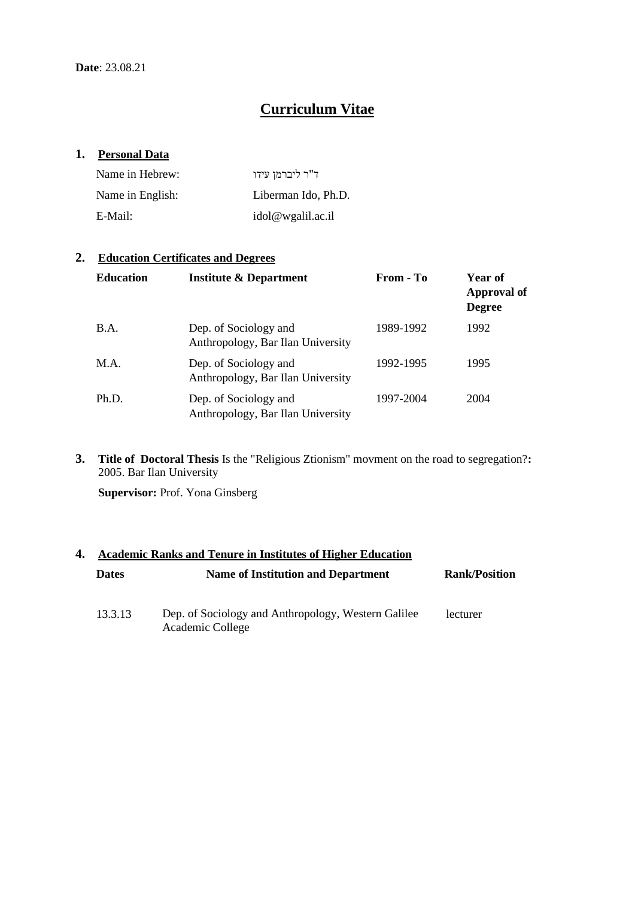**Date**: 23.08.21

# Curriculum Vitae

## 1. Personal Data

| | |
|---|---|
| Name in Hebrew: | ד"ר ליברמן עידו |
| Name in English: | Liberman Ido, Ph.D. |
| E-Mail: | idol@wgalil.ac.il |

## 2. Education Certificates and Degrees

| Education | Institute & Department | From - To | Year of Approval of Degree |
|---|---|---|---|
| B.A. | Dep. of Sociology and Anthropology, Bar Ilan University | 1989-1992 | 1992 |
| M.A. | Dep. of Sociology and Anthropology, Bar Ilan University | 1992-1995 | 1995 |
| Ph.D. | Dep. of Sociology and Anthropology, Bar Ilan University | 1997-2004 | 2004 |

## 3. **Title of Doctoral Thesis** Is the "Religious Ztionism" movment on the road to segregation?**:** 2005. Bar Ilan University

**Supervisor:** Prof. Yona Ginsberg

## 4. Academic Ranks and Tenure in Institutes of Higher Education

| Dates | Name of Institution and Department | Rank/Position |
|---|---|---|
| 13.3.13 | Dep. of Sociology and Anthropology, Western Galilee Academic College | lecturer |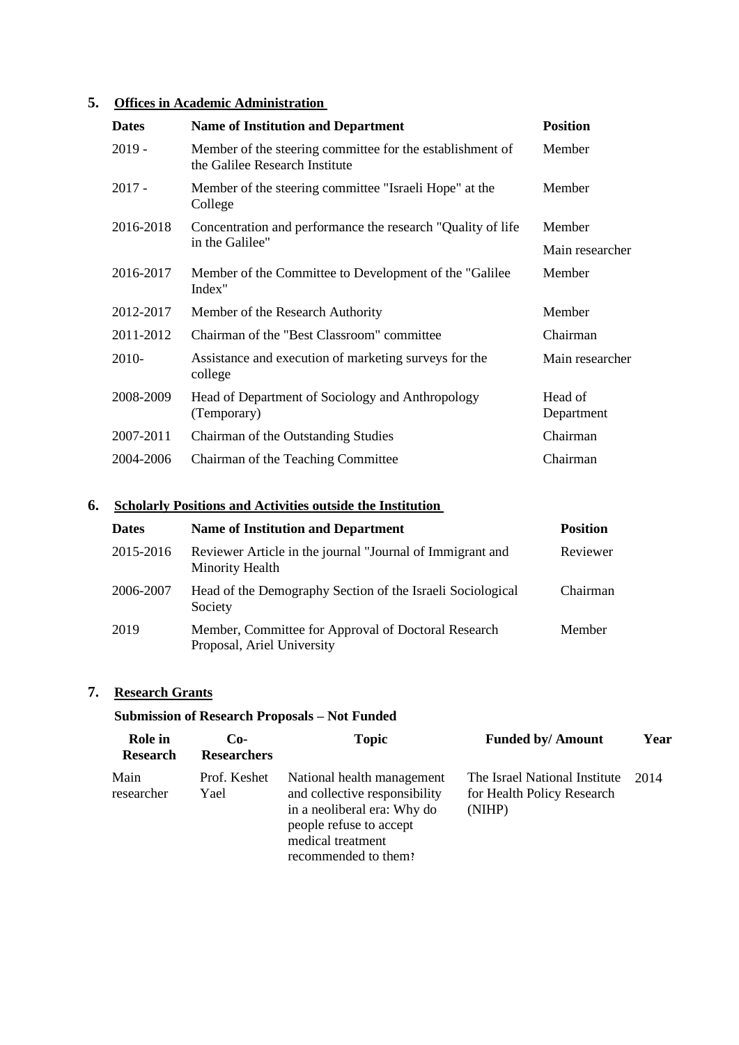## 5. Offices in Academic Administration

| Dates | Name of Institution and Department | Position |
|---|---|---|
| 2019 - | Member of the steering committee for the establishment of the Galilee Research Institute | Member |
| 2017 - | Member of the steering committee "Israeli Hope" at the College | Member |
| 2016-2018 | Concentration and performance the research "Quality of life in the Galilee" | Member<br>Main researcher |
| 2016-2017 | Member of the Committee to Development of the "Galilee Index" | Member |
| 2012-2017 | Member of the Research Authority | Member |
| 2011-2012 | Chairman of the "Best Classroom" committee | Chairman |
| 2010- | Assistance and execution of marketing surveys for the college | Main researcher |
| 2008-2009 | Head of Department of Sociology and Anthropology (Temporary) | Head of Department |
| 2007-2011 | Chairman of the Outstanding Studies | Chairman |
| 2004-2006 | Chairman of the Teaching Committee | Chairman |

## 6. Scholarly Positions and Activities outside the Institution

| Dates | Name of Institution and Department | Position |
|---|---|---|
| 2015-2016 | Reviewer Article in the journal "Journal of Immigrant and Minority Health | Reviewer |
| 2006-2007 | Head of the Demography Section of the Israeli Sociological Society | Chairman |
| 2019 | Member, Committee for Approval of Doctoral Research Proposal, Ariel University | Member |

## 7. Research Grants

**Submission of Research Proposals – Not Funded**

| Role in Research | Co-Researchers | Topic | Funded by/ Amount | Year |
|---|---|---|---|---|
| Main researcher | Prof. Keshet Yael | National health management and collective responsibility in a neoliberal era: Why do people refuse to accept medical treatment recommended to them? | The Israel National Institute for Health Policy Research (NIHP) | 2014 |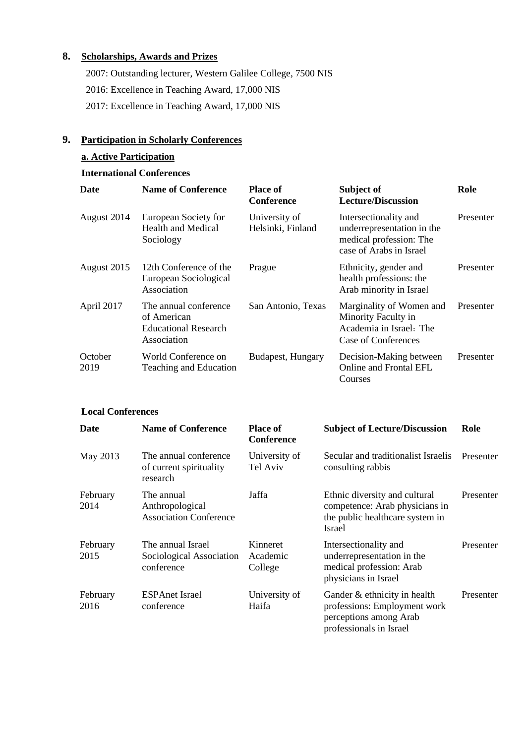## 8. Scholarships, Awards and Prizes

2007: Outstanding lecturer, Western Galilee College, 7500 NIS

2016: Excellence in Teaching Award, 17,000 NIS

2017: Excellence in Teaching Award, 17,000 NIS

## 9. Participation in Scholarly Conferences

### a. Active Participation

**International Conferences**

| Date | Name of Conference | Place of Conference | Subject of Lecture/Discussion | Role |
|---|---|---|---|---|
| August 2014 | European Society for Health and Medical Sociology | University of Helsinki, Finland | Intersectionality and underrepresentation in the medical profession: The case of Arabs in Israel | Presenter |
| August 2015 | 12th Conference of the European Sociological Association | Prague | Ethnicity, gender and health professions: the Arab minority in Israel | Presenter |
| April 2017 | The annual conference of American Educational Research Association | San Antonio, Texas | Marginality of Women and Minority Faculty in Academia in Israel: The Case of Conferences | Presenter |
| October 2019 | World Conference on Teaching and Education | Budapest, Hungary | Decision-Making between Online and Frontal EFL Courses | Presenter |

**Local Conferences**

| Date | Name of Conference | Place of Conference | Subject of Lecture/Discussion | Role |
|---|---|---|---|---|
| May 2013 | The annual conference of current spirituality research | University of Tel Aviv | Secular and traditionalist Israelis consulting rabbis | Presenter |
| February 2014 | The annual Anthropological Association Conference | Jaffa | Ethnic diversity and cultural competence: Arab physicians in the public healthcare system in Israel | Presenter |
| February 2015 | The annual Israel Sociological Association conference | Kinneret Academic College | Intersectionality and underrepresentation in the medical profession: Arab physicians in Israel | Presenter |
| February 2016 | ESPAnet Israel conference | University of Haifa | Gander & ethnicity in health professions: Employment work perceptions among Arab professionals in Israel | Presenter |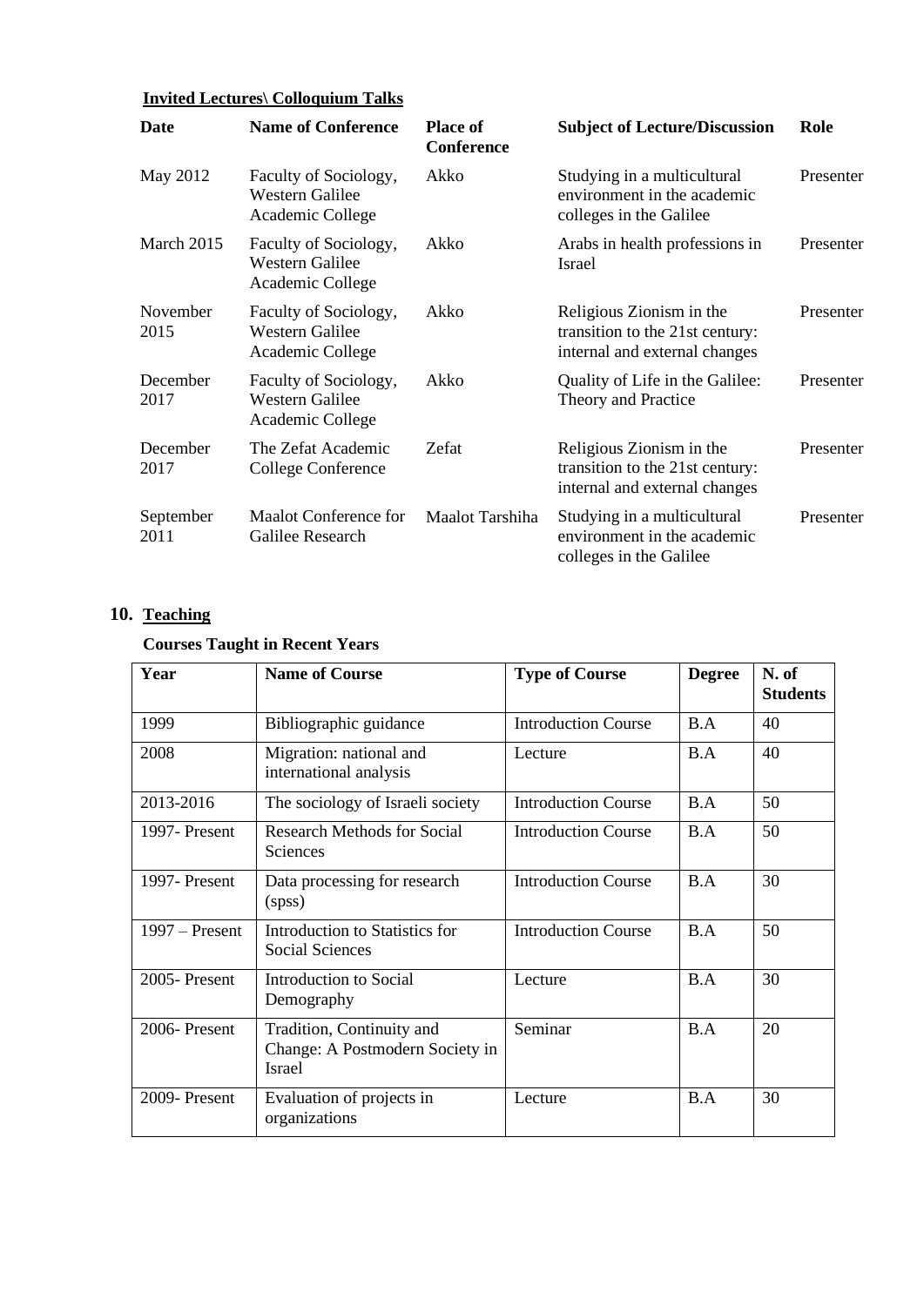**Invited Lectures\ Colloquium Talks**

| Date | Name of Conference | Place of Conference | Subject of Lecture/Discussion | Role |
|---|---|---|---|---|
| May 2012 | Faculty of Sociology, Western Galilee Academic College | Akko | Studying in a multicultural environment in the academic colleges in the Galilee | Presenter |
| March 2015 | Faculty of Sociology, Western Galilee Academic College | Akko | Arabs in health professions in Israel | Presenter |
| November 2015 | Faculty of Sociology, Western Galilee Academic College | Akko | Religious Zionism in the transition to the 21st century: internal and external changes | Presenter |
| December 2017 | Faculty of Sociology, Western Galilee Academic College | Akko | Quality of Life in the Galilee: Theory and Practice | Presenter |
| December 2017 | The Zefat Academic College Conference | Zefat | Religious Zionism in the transition to the 21st century: internal and external changes | Presenter |
| September 2011 | Maalot Conference for Galilee Research | Maalot Tarshiha | Studying in a multicultural environment in the academic colleges in the Galilee | Presenter |

## 10. Teaching

**Courses Taught in Recent Years**

| Year | Name of Course | Type of Course | Degree | N. of Students |
|---|---|---|---|---|
| 1999 | Bibliographic guidance | Introduction Course | B.A | 40 |
| 2008 | Migration: national and international analysis | Lecture | B.A | 40 |
| 2013-2016 | The sociology of Israeli society | Introduction Course | B.A | 50 |
| 1997- Present | Research Methods for Social Sciences | Introduction Course | B.A | 50 |
| 1997- Present | Data processing for research (spss) | Introduction Course | B.A | 30 |
| 1997 – Present | Introduction to Statistics for Social Sciences | Introduction Course | B.A | 50 |
| 2005- Present | Introduction to Social Demography | Lecture | B.A | 30 |
| 2006- Present | Tradition, Continuity and Change: A Postmodern Society in Israel | Seminar | B.A | 20 |
| 2009- Present | Evaluation of projects in organizations | Lecture | B.A | 30 |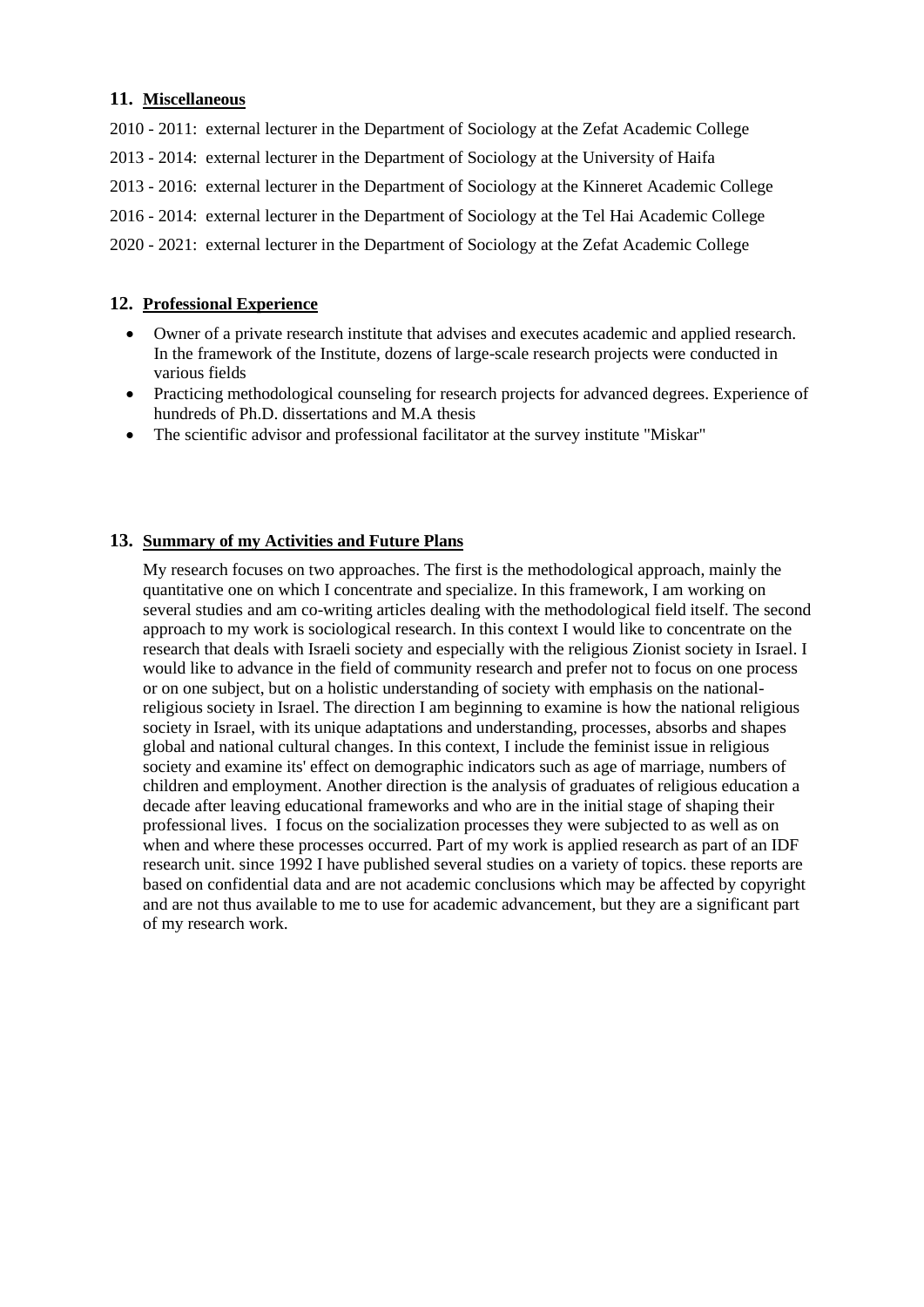## 11. Miscellaneous

2010 - 2011: external lecturer in the Department of Sociology at the Zefat Academic College

2013 - 2014: external lecturer in the Department of Sociology at the University of Haifa

2013 - 2016: external lecturer in the Department of Sociology at the Kinneret Academic College

2016 - 2014: external lecturer in the Department of Sociology at the Tel Hai Academic College

2020 - 2021: external lecturer in the Department of Sociology at the Zefat Academic College

## 12. Professional Experience

- Owner of a private research institute that advises and executes academic and applied research. In the framework of the Institute, dozens of large-scale research projects were conducted in various fields
- Practicing methodological counseling for research projects for advanced degrees. Experience of hundreds of Ph.D. dissertations and M.A thesis
- The scientific advisor and professional facilitator at the survey institute "Miskar"

## 13. Summary of my Activities and Future Plans

My research focuses on two approaches. The first is the methodological approach, mainly the quantitative one on which I concentrate and specialize. In this framework, I am working on several studies and am co-writing articles dealing with the methodological field itself. The second approach to my work is sociological research. In this context I would like to concentrate on the research that deals with Israeli society and especially with the religious Zionist society in Israel. I would like to advance in the field of community research and prefer not to focus on one process or on one subject, but on a holistic understanding of society with emphasis on the national-religious society in Israel. The direction I am beginning to examine is how the national religious society in Israel, with its unique adaptations and understanding, processes, absorbs and shapes global and national cultural changes. In this context, I include the feminist issue in religious society and examine its' effect on demographic indicators such as age of marriage, numbers of children and employment. Another direction is the analysis of graduates of religious education a decade after leaving educational frameworks and who are in the initial stage of shaping their professional lives. I focus on the socialization processes they were subjected to as well as on when and where these processes occurred. Part of my work is applied research as part of an IDF research unit. since 1992 I have published several studies on a variety of topics. these reports are based on confidential data and are not academic conclusions which may be affected by copyright and are not thus available to me to use for academic advancement, but they are a significant part of my research work.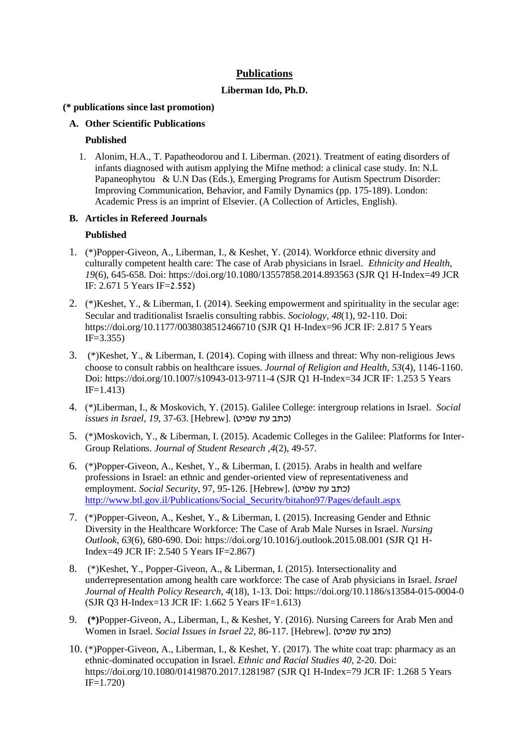# Publications

**Liberman Ido, Ph.D.**

**(* publications since last promotion)**

**A. Other Scientific Publications**

**Published**

1. Alonim, H.A., T. Papatheodorou and I. Liberman. (2021). Treatment of eating disorders of infants diagnosed with autism applying the Mifne method: a clinical case study. In: N.L Papaneophytou & U.N Das (Eds.), Emerging Programs for Autism Spectrum Disorder: Improving Communication, Behavior, and Family Dynamics (pp. 175-189). London: Academic Press is an imprint of Elsevier. (A Collection of Articles, English).

**B. Articles in Refereed Journals**

**Published**

1. (*)Popper-Giveon, A., Liberman, I., & Keshet, Y. (2014). Workforce ethnic diversity and culturally competent health care: The case of Arab physicians in Israel. *Ethnicity and Health*, *19*(6), 645-658. Doi: https://doi.org/10.1080/13557858.2014.893563 (SJR Q1 H-Index=49 JCR IF: 2.671 5 Years IF=2.552)

2. (*)Keshet, Y., & Liberman, I. (2014). Seeking empowerment and spirituality in the secular age: Secular and traditionalist Israelis consulting rabbis. *Sociology*, *48*(1), 92-110. Doi: https://doi.org/10.1177/0038038512466710 (SJR Q1 H-Index=96 JCR IF: 2.817 5 Years IF=3.355)

3. (*)Keshet, Y., & Liberman, I. (2014). Coping with illness and threat: Why non-religious Jews choose to consult rabbis on healthcare issues. *Journal of Religion and Health*, *53*(4), 1146-1160. Doi: https://doi.org/10.1007/s10943-013-9711-4 (SJR Q1 H-Index=34 JCR IF: 1.253 5 Years IF=1.413)

4. (*)Liberman, I., & Moskovich, Y. (2015). Galilee College: intergroup relations in Israel. *Social issues in Israel*, *19*, 37-63. [Hebrew]. (כתב עת שפיט)

5. (*)Moskovich, Y., & Liberman, I. (2015). Academic Colleges in the Galilee: Platforms for Inter-Group Relations. *Journal of Student Research* ,*4*(2), 49-57.

6. (*)Popper-Giveon, A., Keshet, Y., & Liberman, I. (2015). Arabs in health and welfare professions in Israel: an ethnic and gender-oriented view of representativeness and employment. *Social Security*, 97, 95-126. [Hebrew]. (כתב עת שפיט) http://www.btl.gov.il/Publications/Social_Security/bitahon97/Pages/default.aspx

7. (*)Popper-Giveon, A., Keshet, Y., & Liberman, I. (2015). Increasing Gender and Ethnic Diversity in the Healthcare Workforce: The Case of Arab Male Nurses in Israel. *Nursing Outlook*, *63*(6), 680-690. Doi: https://doi.org/10.1016/j.outlook.2015.08.001 (SJR Q1 H-Index=49 JCR IF: 2.540 5 Years IF=2.867)

8. (*)Keshet, Y., Popper-Giveon, A., & Liberman, I. (2015). Intersectionality and underrepresentation among health care workforce: The case of Arab physicians in Israel. *Israel Journal of Health Policy Research*, *4*(18), 1-13. Doi: https://doi.org/10.1186/s13584-015-0004-0 (SJR Q3 H-Index=13 JCR IF: 1.662 5 Years IF=1.613)

9. **(*)**Popper-Giveon, A., Liberman, I., & Keshet, Y. (2016). Nursing Careers for Arab Men and Women in Israel. *Social Issues in Israel 22*, 86-117. [Hebrew]. (כתב עת שפיט)

10. (*)Popper-Giveon, A., Liberman, I., & Keshet, Y. (2017). The white coat trap: pharmacy as an ethnic-dominated occupation in Israel. *Ethnic and Racial Studies 40*, 2-20. Doi: https://doi.org/10.1080/01419870.2017.1281987 (SJR Q1 H-Index=79 JCR IF: 1.268 5 Years IF=1.720)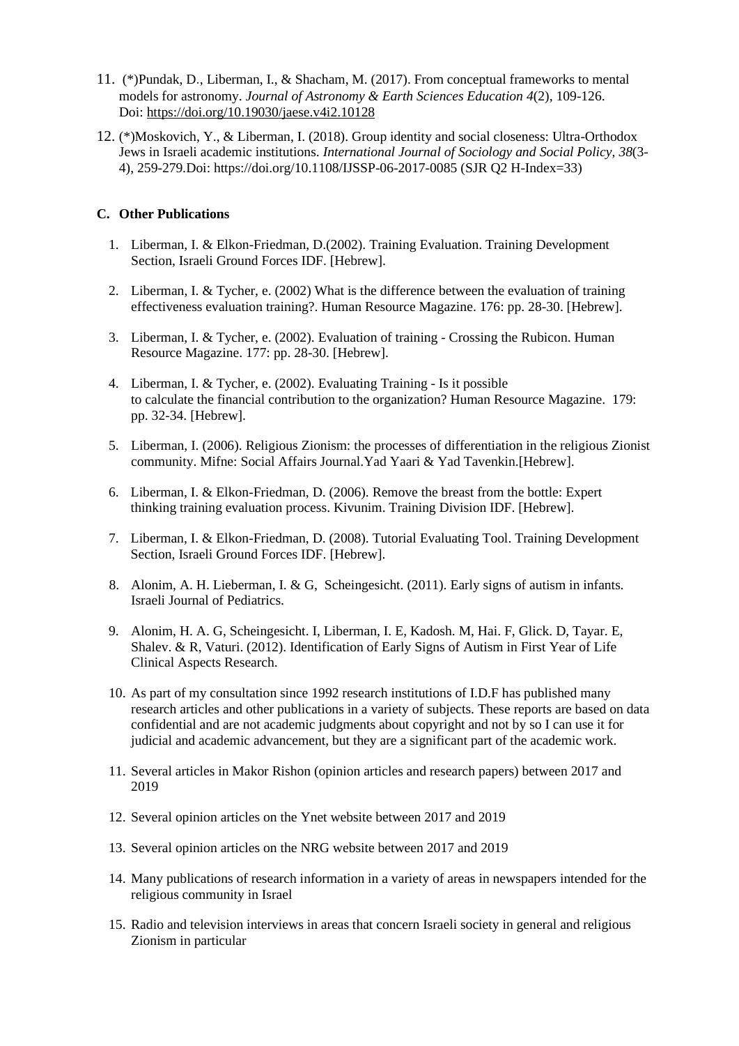11. (*)Pundak, D., Liberman, I., & Shacham, M. (2017). From conceptual frameworks to mental models for astronomy. *Journal of Astronomy & Earth Sciences Education 4*(2), 109-126. Doi: https://doi.org/10.19030/jaese.v4i2.10128

12. (*)Moskovich, Y., & Liberman, I. (2018). Group identity and social closeness: Ultra-Orthodox Jews in Israeli academic institutions. *International Journal of Sociology and Social Policy, 38*(3-4), 259-279.Doi: https://doi.org/10.1108/IJSSP-06-2017-0085 (SJR Q2 H-Index=33)

**C. Other Publications**

1. Liberman, I. & Elkon-Friedman, D.(2002). Training Evaluation. Training Development Section, Israeli Ground Forces IDF. [Hebrew].

2. Liberman, I. & Tycher, e. (2002) What is the difference between the evaluation of training effectiveness evaluation training?. Human Resource Magazine. 176: pp. 28-30. [Hebrew].

3. Liberman, I. & Tycher, e. (2002). Evaluation of training - Crossing the Rubicon. Human Resource Magazine. 177: pp. 28-30. [Hebrew].

4. Liberman, I. & Tycher, e. (2002). Evaluating Training - Is it possible to calculate the financial contribution to the organization? Human Resource Magazine. 179: pp. 32-34. [Hebrew].

5. Liberman, I. (2006). Religious Zionism: the processes of differentiation in the religious Zionist community. Mifne: Social Affairs Journal.Yad Yaari & Yad Tavenkin.[Hebrew].

6. Liberman, I. & Elkon-Friedman, D. (2006). Remove the breast from the bottle: Expert thinking training evaluation process. Kivunim. Training Division IDF. [Hebrew].

7. Liberman, I. & Elkon-Friedman, D. (2008). Tutorial Evaluating Tool. Training Development Section, Israeli Ground Forces IDF. [Hebrew].

8. Alonim, A. H. Lieberman, I. & G, Scheingesicht. (2011). Early signs of autism in infants. Israeli Journal of Pediatrics.

9. Alonim, H. A. G, Scheingesicht. I, Liberman, I. E, Kadosh. M, Hai. F, Glick. D, Tayar. E, Shalev. & R, Vaturi. (2012). Identification of Early Signs of Autism in First Year of Life Clinical Aspects Research.

10. As part of my consultation since 1992 research institutions of I.D.F has published many research articles and other publications in a variety of subjects. These reports are based on data confidential and are not academic judgments about copyright and not by so I can use it for judicial and academic advancement, but they are a significant part of the academic work.

11. Several articles in Makor Rishon (opinion articles and research papers) between 2017 and 2019

12. Several opinion articles on the Ynet website between 2017 and 2019

13. Several opinion articles on the NRG website between 2017 and 2019

14. Many publications of research information in a variety of areas in newspapers intended for the religious community in Israel

15. Radio and television interviews in areas that concern Israeli society in general and religious Zionism in particular